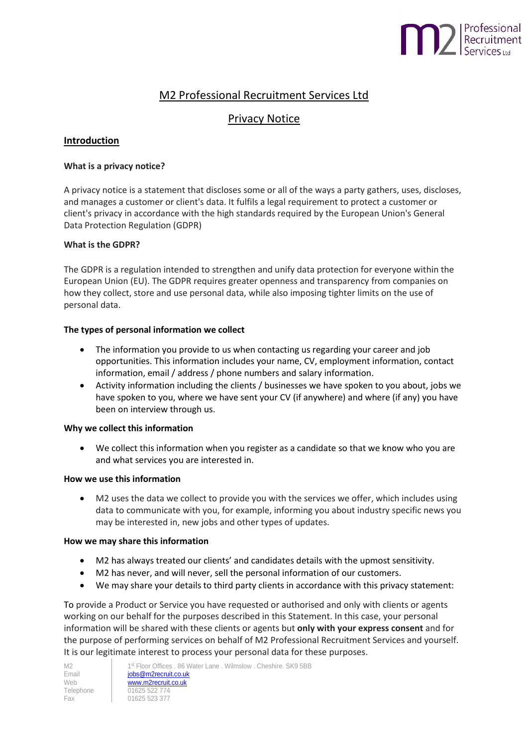# M2 Professional Recruitment Services Ltd

## Privacy Notice

### Introduction

**What is a privacy notice?**

A privacy notice is a statement that discloses some or all of the ways a party gathers, uses, discloses, and manages a customer or client's data. It fulfils a legal requirement to protect a customer or client's privacy in accordance with the high standards required by the European Union's General Data Protection Regulation (GDPR)

**What is the GDPR?**

The GDPR is a regulation intended to strengthen and unify data protection for everyone within the European Union (EU). The GDPR requires greater openness and transparency from companies on how they collect, store and use personal data, while also imposing tighter limits on the use of personal data.

**The types of personal information we collect**

- The information you provide to us when contacting us regarding your career and job opportunities. This information includes your name, CV, employment information, contact information, email / address / phone numbers and salary information.
- Activity information including the clients / businesses we have spoken to you about, jobs we have spoken to you, where we have sent your CV (if anywhere) and where (if any) you have been on interview through us.

**Why we collect this information**

- We collect this information when you register as a candidate so that we know who you are and what services you are interested in.

**How we use this information**

- M2 uses the data we collect to provide you with the services we offer, which includes using data to communicate with you, for example, informing you about industry specific news you may be interested in, new jobs and other types of updates.

**How we may share this information**

- M2 has always treated our clients' and candidates details with the upmost sensitivity.
- M2 has never, and will never, sell the personal information of our customers.
- We may share your details to third party clients in accordance with this privacy statement:

To provide a Product or Service you have requested or authorised and only with clients or agents working on our behalf for the purposes described in this Statement. In this case, your personal information will be shared with these clients or agents but **only with your express consent** and for the purpose of performing services on behalf of M2 Professional Recruitment Services and yourself. It is our legitimate interest to process your personal data for these purposes.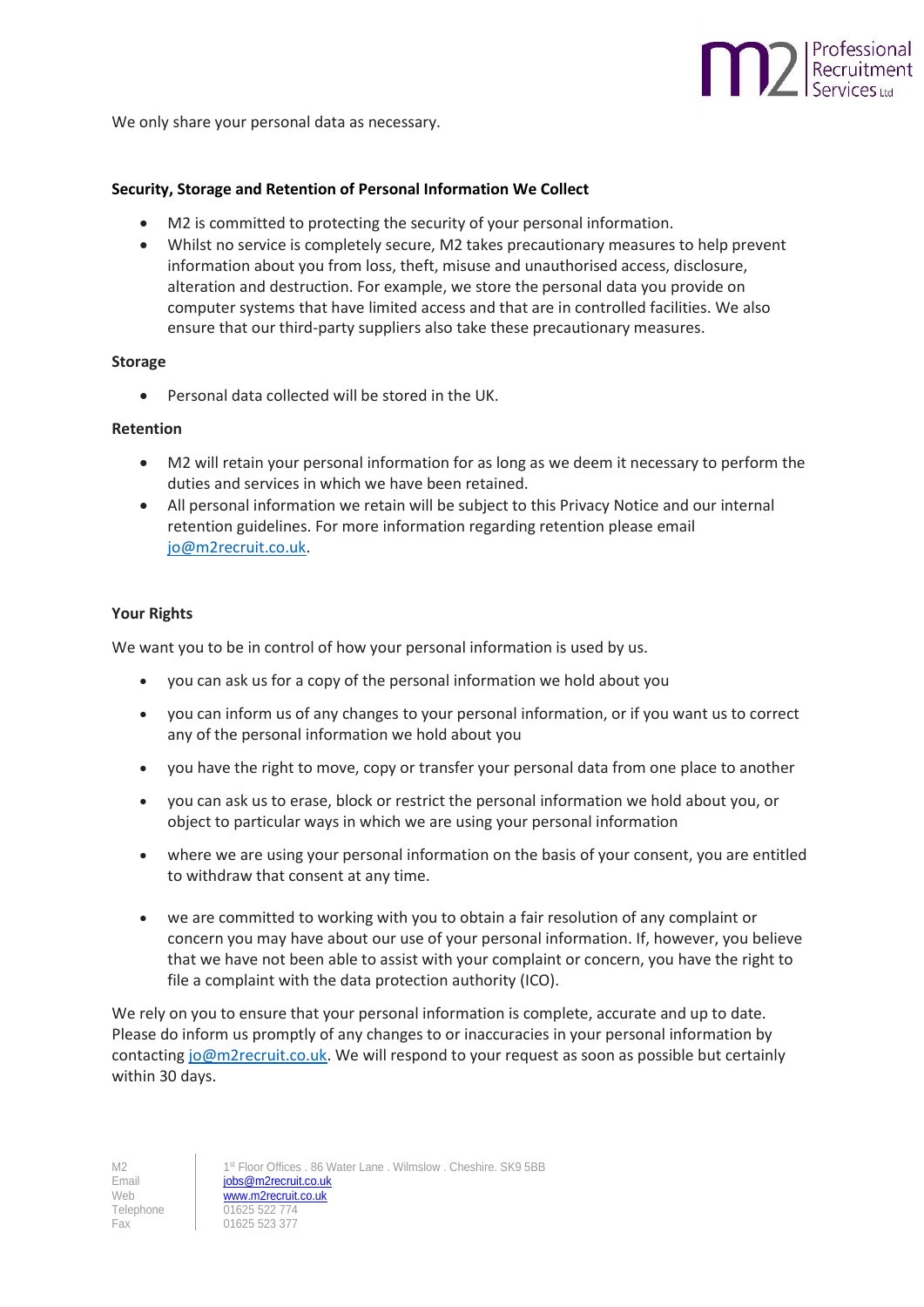We only share your personal data as necessary.

**Security, Storage and Retention of Personal Information We Collect**

- M2 is committed to protecting the security of your personal information.
- Whilst no service is completely secure, M2 takes precautionary measures to help prevent information about you from loss, theft, misuse and unauthorised access, disclosure, alteration and destruction. For example, we store the personal data you provide on computer systems that have limited access and that are in controlled facilities. We also ensure that our third-party suppliers also take these precautionary measures.

**Storage**

- Personal data collected will be stored in the UK.

**Retention**

- M2 will retain your personal information for as long as we deem it necessary to perform the duties and services in which we have been retained.
- All personal information we retain will be subject to this Privacy Notice and our internal retention guidelines. For more information regarding retention please email jo@m2recruit.co.uk.

**Your Rights**

We want you to be in control of how your personal information is used by us.

- you can ask us for a copy of the personal information we hold about you
- you can inform us of any changes to your personal information, or if you want us to correct any of the personal information we hold about you
- you have the right to move, copy or transfer your personal data from one place to another
- you can ask us to erase, block or restrict the personal information we hold about you, or object to particular ways in which we are using your personal information
- where we are using your personal information on the basis of your consent, you are entitled to withdraw that consent at any time.
- we are committed to working with you to obtain a fair resolution of any complaint or concern you may have about our use of your personal information. If, however, you believe that we have not been able to assist with your complaint or concern, you have the right to file a complaint with the data protection authority (ICO).

We rely on you to ensure that your personal information is complete, accurate and up to date. Please do inform us promptly of any changes to or inaccuracies in your personal information by contacting jo@m2recruit.co.uk. We will respond to your request as soon as possible but certainly within 30 days.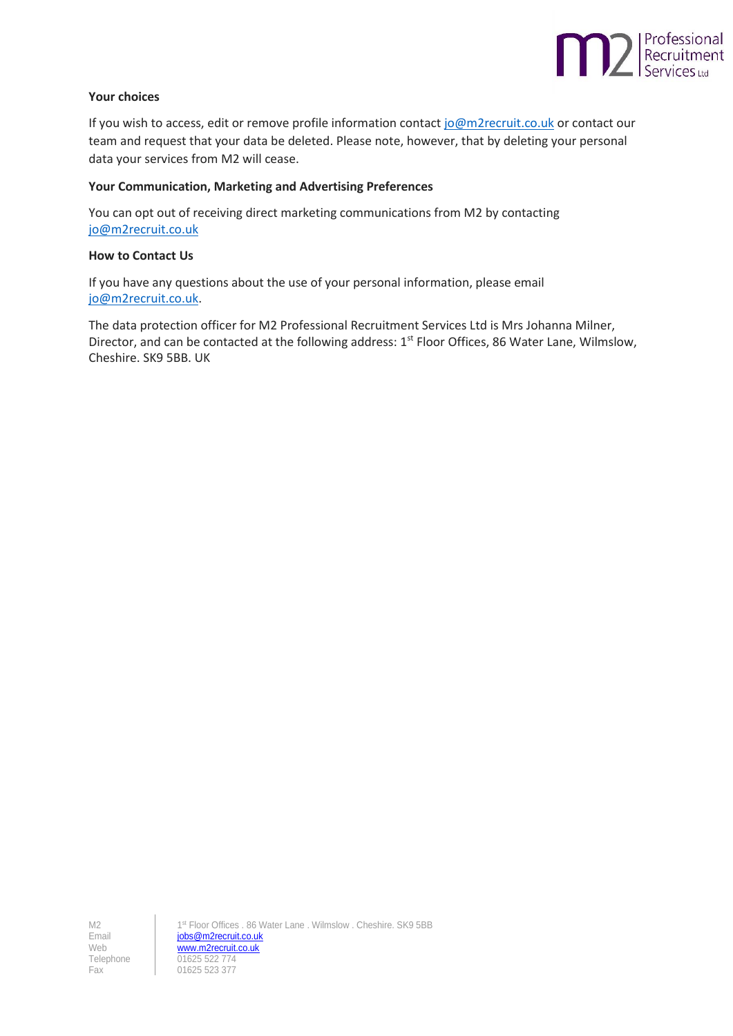**Your choices**

If you wish to access, edit or remove profile information contact jo@m2recruit.co.uk or contact our team and request that your data be deleted. Please note, however, that by deleting your personal data your services from M2 will cease.

**Your Communication, Marketing and Advertising Preferences**

You can opt out of receiving direct marketing communications from M2 by contacting jo@m2recruit.co.uk

**How to Contact Us**

If you have any questions about the use of your personal information, please email jo@m2recruit.co.uk.

The data protection officer for M2 Professional Recruitment Services Ltd is Mrs Johanna Milner, Director, and can be contacted at the following address: 1st Floor Offices, 86 Water Lane, Wilmslow, Cheshire. SK9 5BB. UK